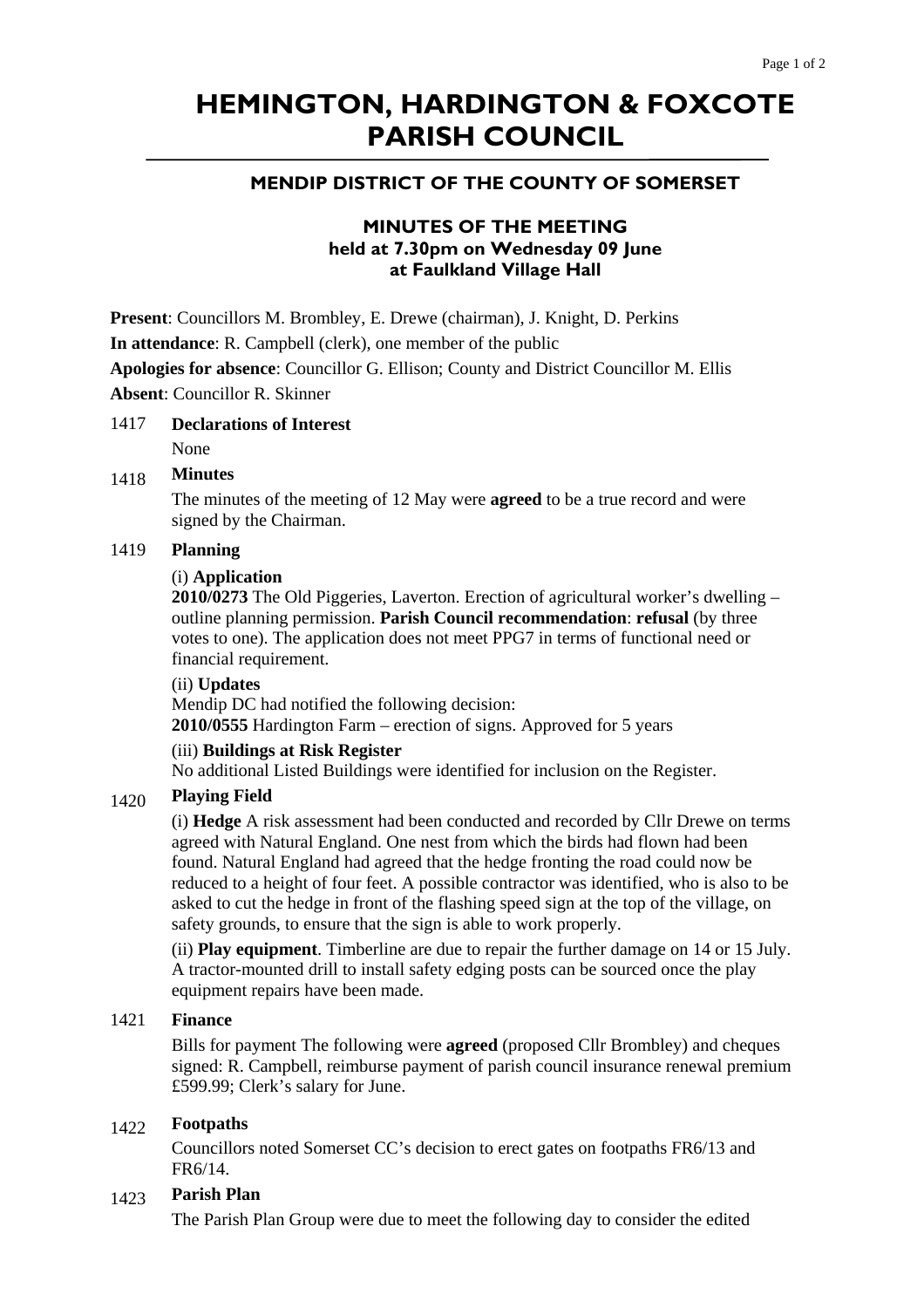# HEMINGTON, HARDINGTON & FOXCOTE PARISH COUNCIL

## MENDIP DISTRICT OF THE COUNTY OF SOMERSET

### MINUTES OF THE MEETING
### held at 7.30pm on Wednesday 09 June at Faulkland Village Hall

**Present**: Councillors M. Brombley, E. Drewe (chairman), J. Knight, D. Perkins

**In attendance**: R. Campbell (clerk), one member of the public

**Apologies for absence**: Councillor G. Ellison; County and District Councillor M. Ellis

**Absent**: Councillor R. Skinner

1417 **Declarations of Interest**

None

1418 **Minutes**

The minutes of the meeting of 12 May were **agreed** to be a true record and were signed by the Chairman.

1419 **Planning**

(i) **Application**

**2010/0273** The Old Piggeries, Laverton. Erection of agricultural worker's dwelling – outline planning permission. **Parish Council recommendation**: **refusal** (by three votes to one). The application does not meet PPG7 in terms of functional need or financial requirement.

(ii) **Updates**

Mendip DC had notified the following decision:

**2010/0555** Hardington Farm – erection of signs. Approved for 5 years

(iii) **Buildings at Risk Register**

No additional Listed Buildings were identified for inclusion on the Register.

1420 **Playing Field**

(i) **Hedge** A risk assessment had been conducted and recorded by Cllr Drewe on terms agreed with Natural England. One nest from which the birds had flown had been found. Natural England had agreed that the hedge fronting the road could now be reduced to a height of four feet. A possible contractor was identified, who is also to be asked to cut the hedge in front of the flashing speed sign at the top of the village, on safety grounds, to ensure that the sign is able to work properly.

(ii) **Play equipment**. Timberline are due to repair the further damage on 14 or 15 July. A tractor-mounted drill to install safety edging posts can be sourced once the play equipment repairs have been made.

1421 **Finance**

Bills for payment The following were **agreed** (proposed Cllr Brombley) and cheques signed: R. Campbell, reimburse payment of parish council insurance renewal premium £599.99; Clerk's salary for June.

1422 **Footpaths**

Councillors noted Somerset CC's decision to erect gates on footpaths FR6/13 and FR6/14.

1423 **Parish Plan**

The Parish Plan Group were due to meet the following day to consider the edited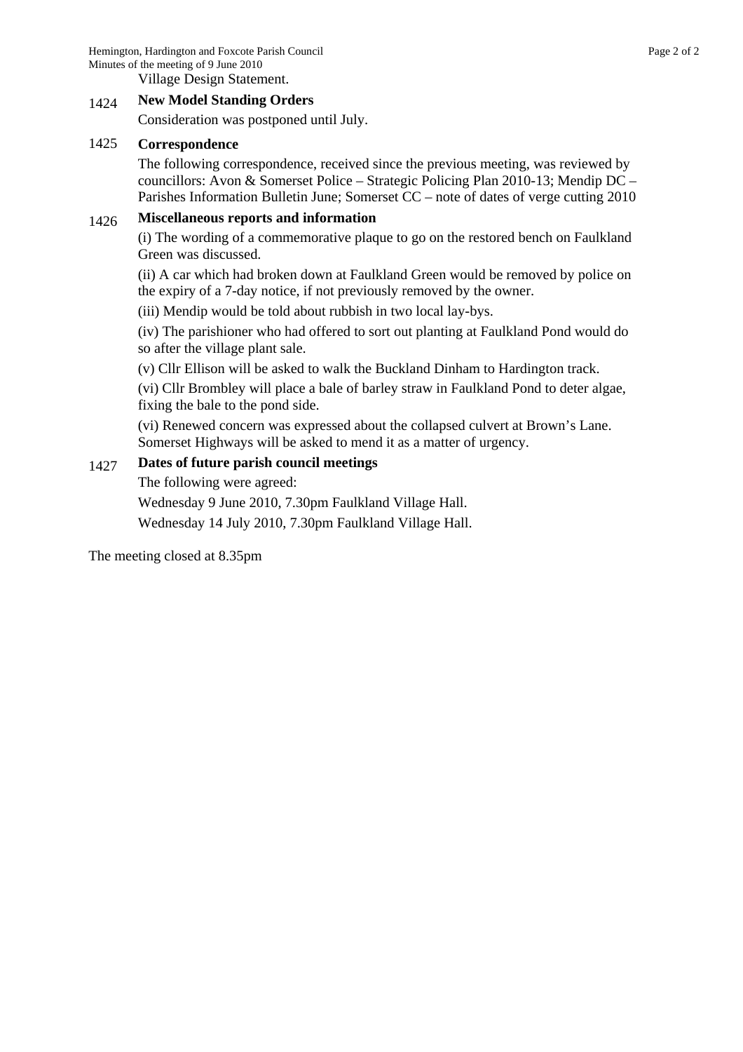Village Design Statement.

**1424 New Model Standing Orders**

Consideration was postponed until July.

**1425 Correspondence**

The following correspondence, received since the previous meeting, was reviewed by councillors: Avon & Somerset Police – Strategic Policing Plan 2010-13; Mendip DC – Parishes Information Bulletin June; Somerset CC – note of dates of verge cutting 2010

**1426 Miscellaneous reports and information**

(i) The wording of a commemorative plaque to go on the restored bench on Faulkland Green was discussed.

(ii) A car which had broken down at Faulkland Green would be removed by police on the expiry of a 7-day notice, if not previously removed by the owner.

(iii) Mendip would be told about rubbish in two local lay-bys.

(iv) The parishioner who had offered to sort out planting at Faulkland Pond would do so after the village plant sale.

(v) Cllr Ellison will be asked to walk the Buckland Dinham to Hardington track.

(vi) Cllr Brombley will place a bale of barley straw in Faulkland Pond to deter algae, fixing the bale to the pond side.

(vi) Renewed concern was expressed about the collapsed culvert at Brown's Lane. Somerset Highways will be asked to mend it as a matter of urgency.

**1427 Dates of future parish council meetings**

The following were agreed:

Wednesday 9 June 2010, 7.30pm Faulkland Village Hall.

Wednesday 14 July 2010, 7.30pm Faulkland Village Hall.

The meeting closed at 8.35pm